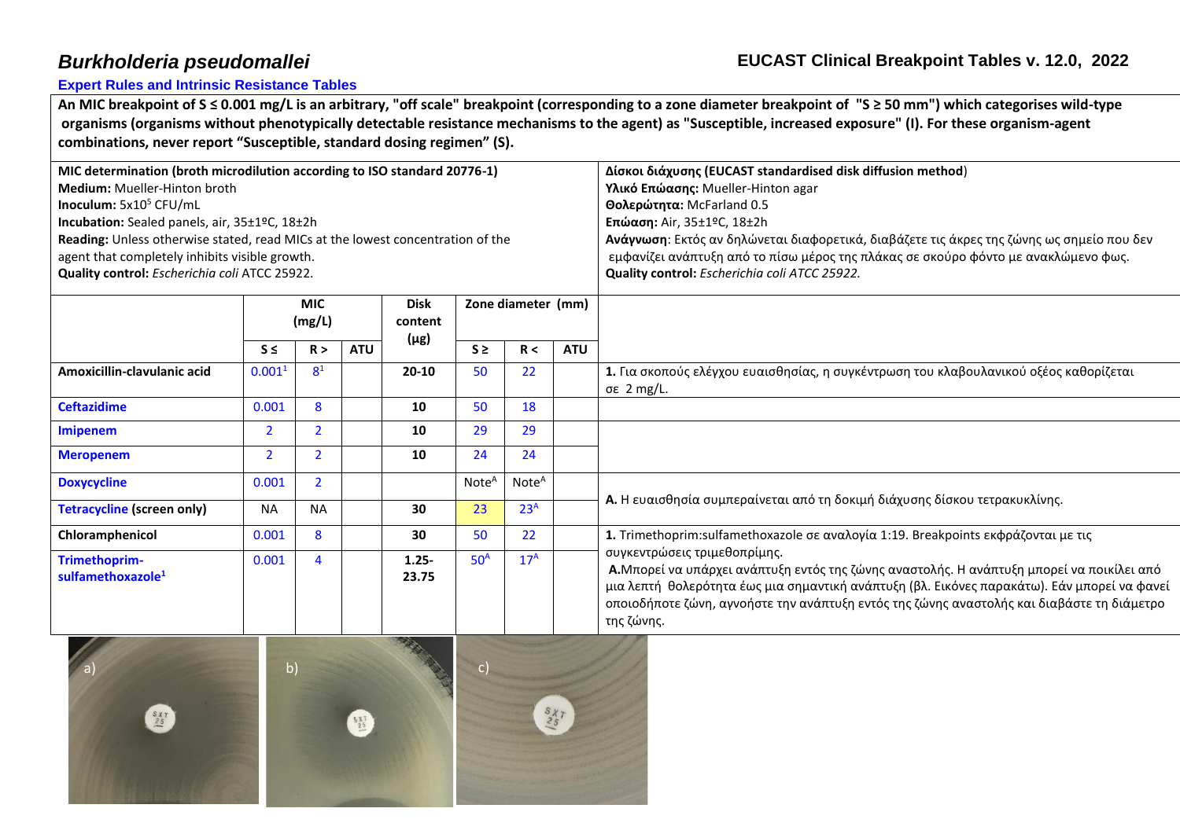# *Burkholderia pseudomallei*

**EUCAST Clinical Breakpoint Tables v. 12.0, 2022**

**Expert Rules and Intrinsic Resistance Tables**

**An MIC breakpoint of S ≤ 0.001 mg/L is an arbitrary, "off scale" breakpoint (corresponding to a zone diameter breakpoint of "S ≥ 50 mm") which categorises wild-type organisms (organisms without phenotypically detectable resistance mechanisms to the agent) as "Susceptible, increased exposure" (I). For these organism-agent combinations, never report "Susceptible, standard dosing regimen" (S).**

**MIC determination (broth microdilution according to ISO standard 20776-1)**
**Medium:** Mueller-Hinton broth
**Inoculum:** 5x10[5] CFU/mL
**Incubation:** Sealed panels, air, 35±1ºC, 18±2h
**Reading:** Unless otherwise stated, read MICs at the lowest concentration of the agent that completely inhibits visible growth.
**Quality control:** *Escherichia coli* ATCC 25922.

**Δίσκοι διάχυσης (EUCAST standardised disk diffusion method)**
**Υλικό Επώασης:** Mueller-Hinton agar
**Θολερώτητα:** McFarland 0.5
**Επώαση:** Air, 35±1ºC, 18±2h
**Ανάγνωση**: Εκτός αν δηλώνεται διαφορετικά, διαβάζετε τις άκρες της ζώνης ως σημείο που δεν εμφανίζει ανάπτυξη από το πίσω μέρος της πλάκας σε σκούρο φόντο με ανακλώμενο φως.
**Quality control:** *Escherichia coli ATCC 25922.*

| | MIC (mg/L) | | | Disk content (μg) | Zone diameter (mm) | | | |
|---|---|---|---|---|---|---|---|---|
| | S ≤ | R > | ATU | | S ≥ | R < | ATU | |
| **Amoxicillin-clavulanic acid** | 0.001[1] | 8[1] | | **20-10** | 50 | 22 | | **1.** Για σκοπούς ελέγχου ευαισθησίας, η συγκέντρωση του κλαβουλανικού οξέος καθορίζεται σε 2 mg/L. |
| **Ceftazidime** | 0.001 | 8 | | **10** | 50 | 18 | | |
| **Imipenem** | 2 | 2 | | **10** | 29 | 29 | | |
| **Meropenem** | 2 | 2 | | **10** | 24 | 24 | | |
| **Doxycycline** | 0.001 | 2 | | | Note[A] | Note[A] | | **A.** Η ευαισθησία συμπεραίνεται από τη δοκιμή διάχυσης δίσκου τετρακυκλίνης. |
| **Tetracycline (screen only)** | NA | NA | | **30** | 23 | 23[A] | | |
| **Chloramphenicol** | 0.001 | 8 | | **30** | 50 | 22 | | **1.** Trimethoprim:sulfamethoxazole σε αναλογία 1:19. Breakpoints εκφράζονται με τις συγκεντρώσεις τριμεθοπρίμης. |
| **Trimethoprim-sulfamethoxazole[1]** | 0.001 | 4 | | **1.25-23.75** | 50[A] | 17[A] | | **A.** Μπορεί να υπάρχει ανάπτυξη εντός της ζώνης αναστολής. Η ανάπτυξη μπορεί να ποικίλει από μια λεπτή θολερότητα έως μια σημαντική ανάπτυξη (βλ. Εικόνες παρακάτω). Εάν μπορεί να φανεί οποιοδήποτε ζώνη, αγνοήστε την ανάπτυξη εντός της ζώνης αναστολής και διαβάστε τη διάμετρο της ζώνης. |

a) b) c)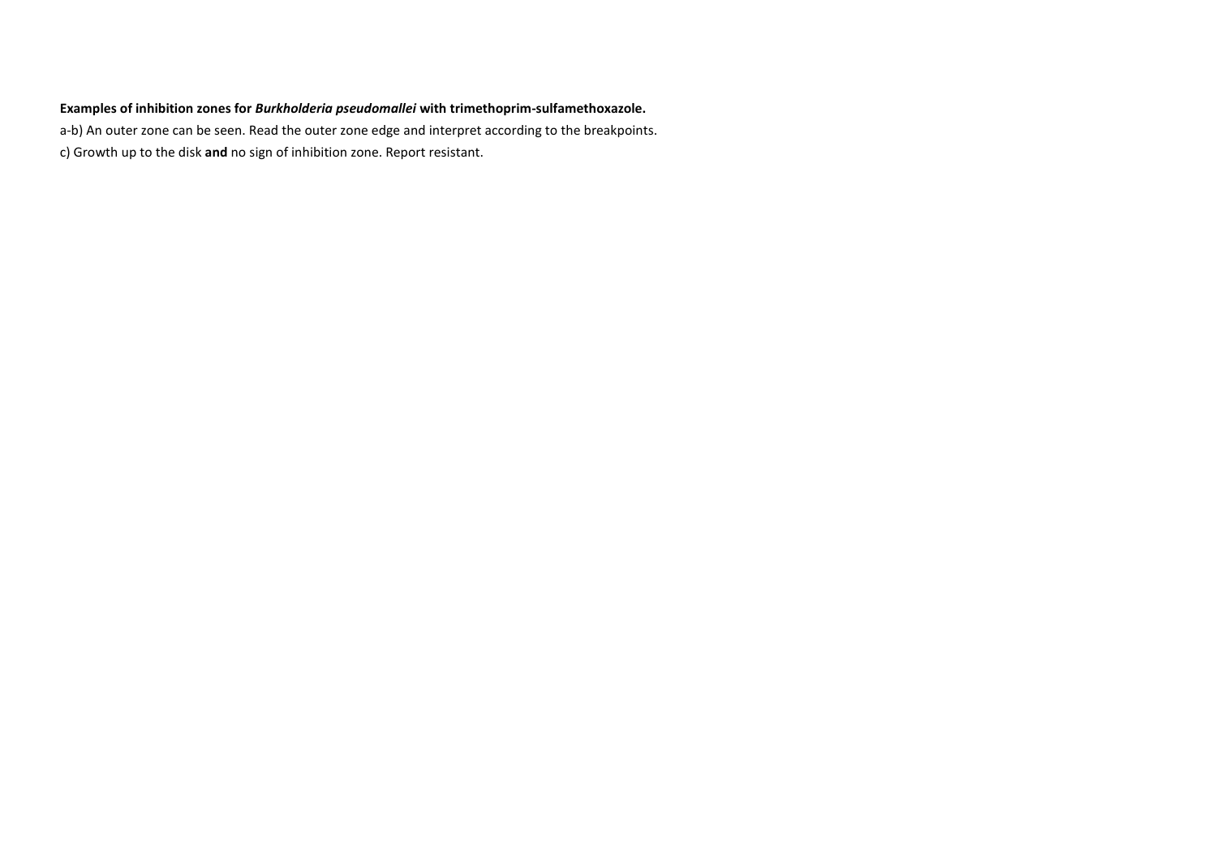**Examples of inhibition zones for *Burkholderia pseudomallei* with trimethoprim-sulfamethoxazole.**

a-b) An outer zone can be seen. Read the outer zone edge and interpret according to the breakpoints.

c) Growth up to the disk **and** no sign of inhibition zone. Report resistant.